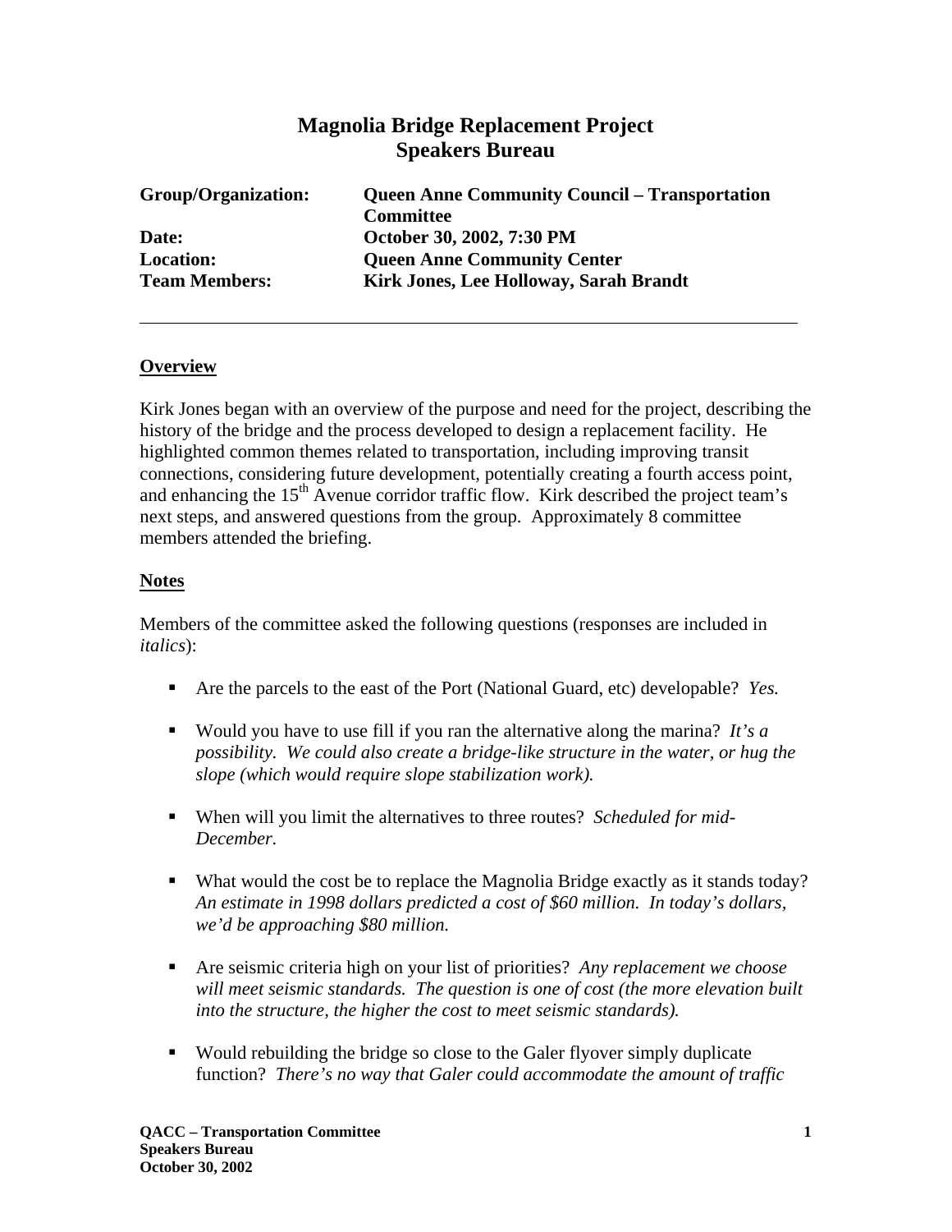# Magnolia Bridge Replacement Project
# Speakers Bureau

**Group/Organization:** **Queen Anne Community Council – Transportation Committee**
**Date:** **October 30, 2002, 7:30 PM**
**Location:** **Queen Anne Community Center**
**Team Members:** **Kirk Jones, Lee Holloway, Sarah Brandt**

---

## Overview

Kirk Jones began with an overview of the purpose and need for the project, describing the history of the bridge and the process developed to design a replacement facility. He highlighted common themes related to transportation, including improving transit connections, considering future development, potentially creating a fourth access point, and enhancing the 15th Avenue corridor traffic flow. Kirk described the project team's next steps, and answered questions from the group. Approximately 8 committee members attended the briefing.

## Notes

Members of the committee asked the following questions (responses are included in *italics*):

- Are the parcels to the east of the Port (National Guard, etc) developable? *Yes.*
- Would you have to use fill if you ran the alternative along the marina? *It's a possibility. We could also create a bridge-like structure in the water, or hug the slope (which would require slope stabilization work).*
- When will you limit the alternatives to three routes? *Scheduled for mid-December.*
- What would the cost be to replace the Magnolia Bridge exactly as it stands today? *An estimate in 1998 dollars predicted a cost of $60 million. In today's dollars, we'd be approaching $80 million.*
- Are seismic criteria high on your list of priorities? *Any replacement we choose will meet seismic standards. The question is one of cost (the more elevation built into the structure, the higher the cost to meet seismic standards).*
- Would rebuilding the bridge so close to the Galer flyover simply duplicate function? *There's no way that Galer could accommodate the amount of traffic*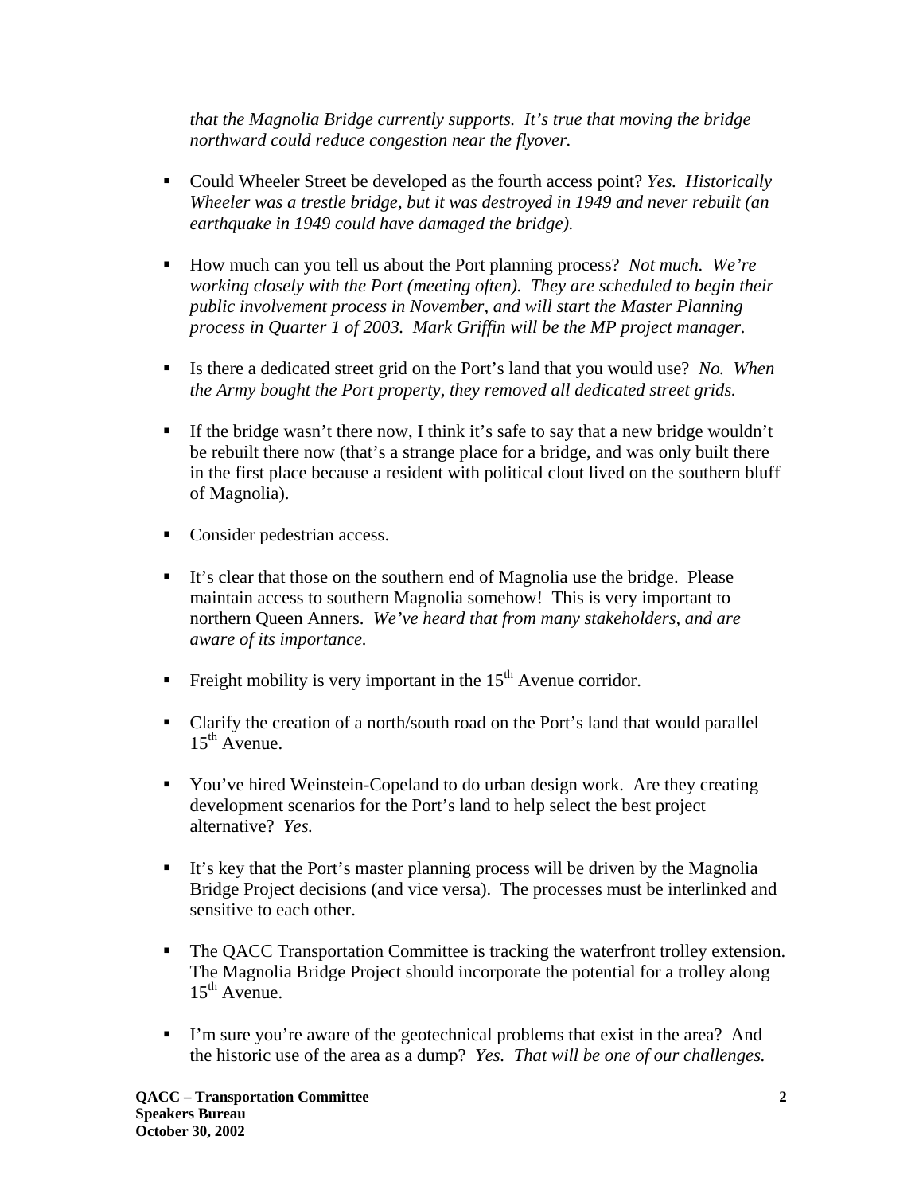*that the Magnolia Bridge currently supports. It's true that moving the bridge northward could reduce congestion near the flyover.*

- Could Wheeler Street be developed as the fourth access point? *Yes. Historically Wheeler was a trestle bridge, but it was destroyed in 1949 and never rebuilt (an earthquake in 1949 could have damaged the bridge).*

- How much can you tell us about the Port planning process? *Not much. We're working closely with the Port (meeting often). They are scheduled to begin their public involvement process in November, and will start the Master Planning process in Quarter 1 of 2003. Mark Griffin will be the MP project manager.*

- Is there a dedicated street grid on the Port's land that you would use? *No. When the Army bought the Port property, they removed all dedicated street grids.*

- If the bridge wasn't there now, I think it's safe to say that a new bridge wouldn't be rebuilt there now (that's a strange place for a bridge, and was only built there in the first place because a resident with political clout lived on the southern bluff of Magnolia).

- Consider pedestrian access.

- It's clear that those on the southern end of Magnolia use the bridge. Please maintain access to southern Magnolia somehow! This is very important to northern Queen Anners. *We've heard that from many stakeholders, and are aware of its importance.*

- Freight mobility is very important in the 15th Avenue corridor.

- Clarify the creation of a north/south road on the Port's land that would parallel 15th Avenue.

- You've hired Weinstein-Copeland to do urban design work. Are they creating development scenarios for the Port's land to help select the best project alternative? *Yes.*

- It's key that the Port's master planning process will be driven by the Magnolia Bridge Project decisions (and vice versa). The processes must be interlinked and sensitive to each other.

- The QACC Transportation Committee is tracking the waterfront trolley extension. The Magnolia Bridge Project should incorporate the potential for a trolley along 15th Avenue.

- I'm sure you're aware of the geotechnical problems that exist in the area? And the historic use of the area as a dump? *Yes. That will be one of our challenges.*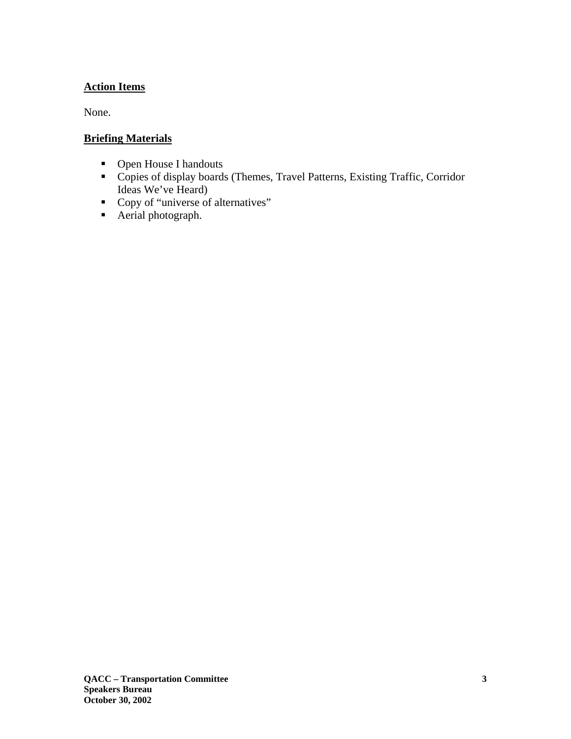**Action Items**

None.

**Briefing Materials**

- Open House I handouts
- Copies of display boards (Themes, Travel Patterns, Existing Traffic, Corridor Ideas We've Heard)
- Copy of "universe of alternatives"
- Aerial photograph.